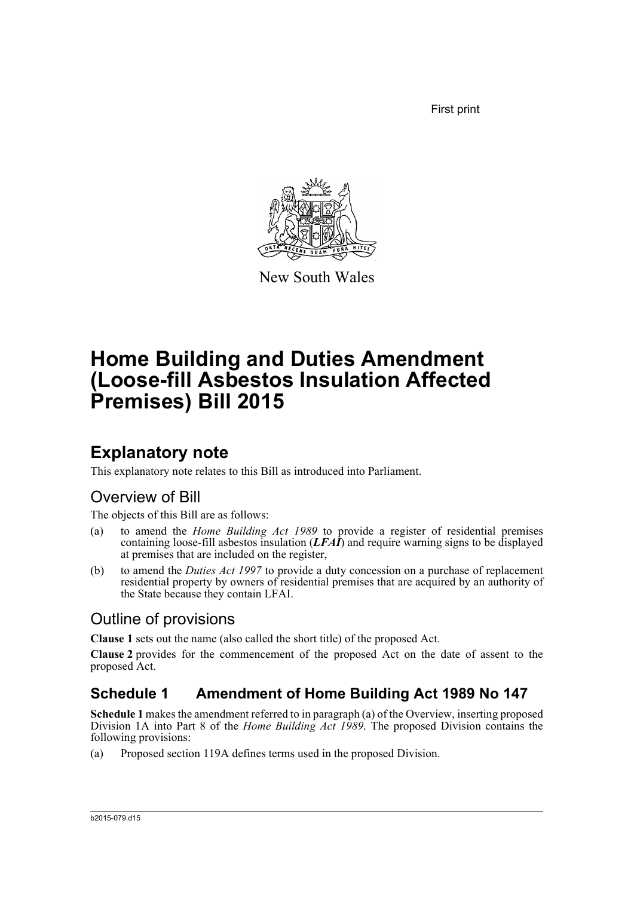First print

New South Wales

# Home Building and Duties Amendment (Loose-fill Asbestos Insulation Affected Premises) Bill 2015

## Explanatory note

This explanatory note relates to this Bill as introduced into Parliament.

### Overview of Bill

The objects of this Bill are as follows:

(a) to amend the *Home Building Act 1989* to provide a register of residential premises containing loose-fill asbestos insulation (***LFAI***) and require warning signs to be displayed at premises that are included on the register,

(b) to amend the *Duties Act 1997* to provide a duty concession on a purchase of replacement residential property by owners of residential premises that are acquired by an authority of the State because they contain LFAI.

### Outline of provisions

**Clause 1** sets out the name (also called the short title) of the proposed Act.

**Clause 2** provides for the commencement of the proposed Act on the date of assent to the proposed Act.

## Schedule 1 Amendment of Home Building Act 1989 No 147

**Schedule 1** makes the amendment referred to in paragraph (a) of the Overview, inserting proposed Division 1A into Part 8 of the *Home Building Act 1989*. The proposed Division contains the following provisions:

(a) Proposed section 119A defines terms used in the proposed Division.

b2015-079.d15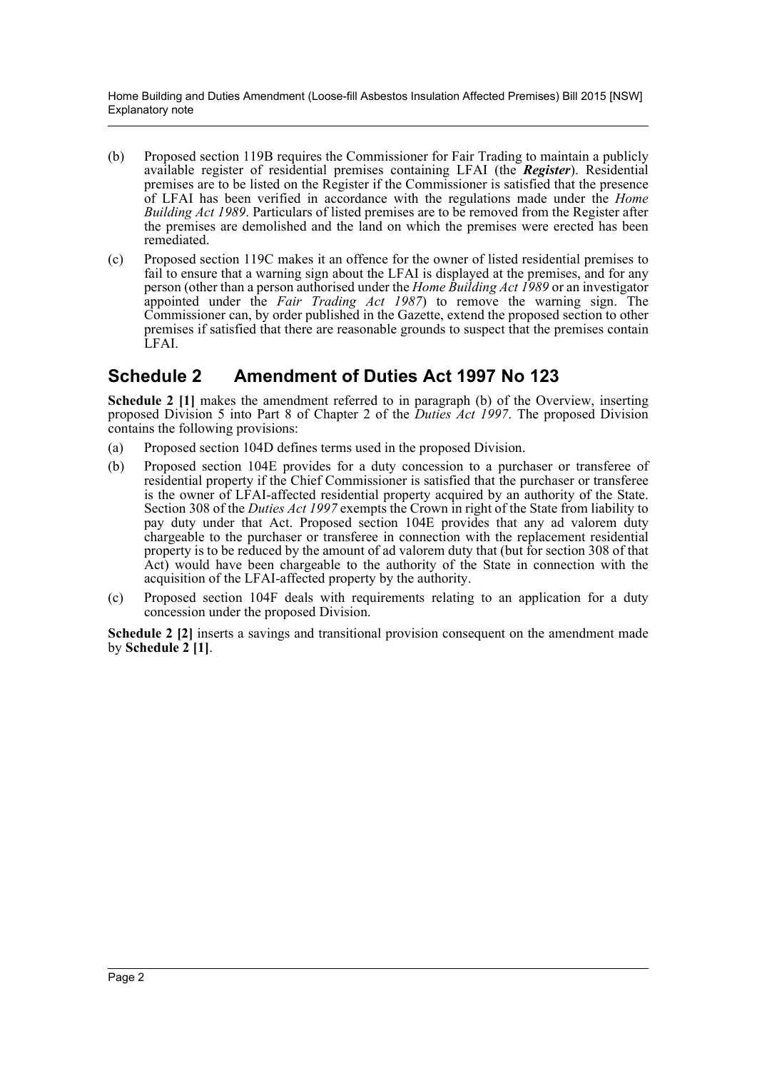(b) Proposed section 119B requires the Commissioner for Fair Trading to maintain a publicly available register of residential premises containing LFAI (the ***Register***). Residential premises are to be listed on the Register if the Commissioner is satisfied that the presence of LFAI has been verified in accordance with the regulations made under the *Home Building Act 1989*. Particulars of listed premises are to be removed from the Register after the premises are demolished and the land on which the premises were erected has been remediated.

(c) Proposed section 119C makes it an offence for the owner of listed residential premises to fail to ensure that a warning sign about the LFAI is displayed at the premises, and for any person (other than a person authorised under the *Home Building Act 1989* or an investigator appointed under the *Fair Trading Act 1987*) to remove the warning sign. The Commissioner can, by order published in the Gazette, extend the proposed section to other premises if satisfied that there are reasonable grounds to suspect that the premises contain LFAI.

## Schedule 2 Amendment of Duties Act 1997 No 123

**Schedule 2 [1]** makes the amendment referred to in paragraph (b) of the Overview, inserting proposed Division 5 into Part 8 of Chapter 2 of the *Duties Act 1997*. The proposed Division contains the following provisions:

(a) Proposed section 104D defines terms used in the proposed Division.

(b) Proposed section 104E provides for a duty concession to a purchaser or transferee of residential property if the Chief Commissioner is satisfied that the purchaser or transferee is the owner of LFAI-affected residential property acquired by an authority of the State. Section 308 of the *Duties Act 1997* exempts the Crown in right of the State from liability to pay duty under that Act. Proposed section 104E provides that any ad valorem duty chargeable to the purchaser or transferee in connection with the replacement residential property is to be reduced by the amount of ad valorem duty that (but for section 308 of that Act) would have been chargeable to the authority of the State in connection with the acquisition of the LFAI-affected property by the authority.

(c) Proposed section 104F deals with requirements relating to an application for a duty concession under the proposed Division.

**Schedule 2 [2]** inserts a savings and transitional provision consequent on the amendment made by **Schedule 2 [1]**.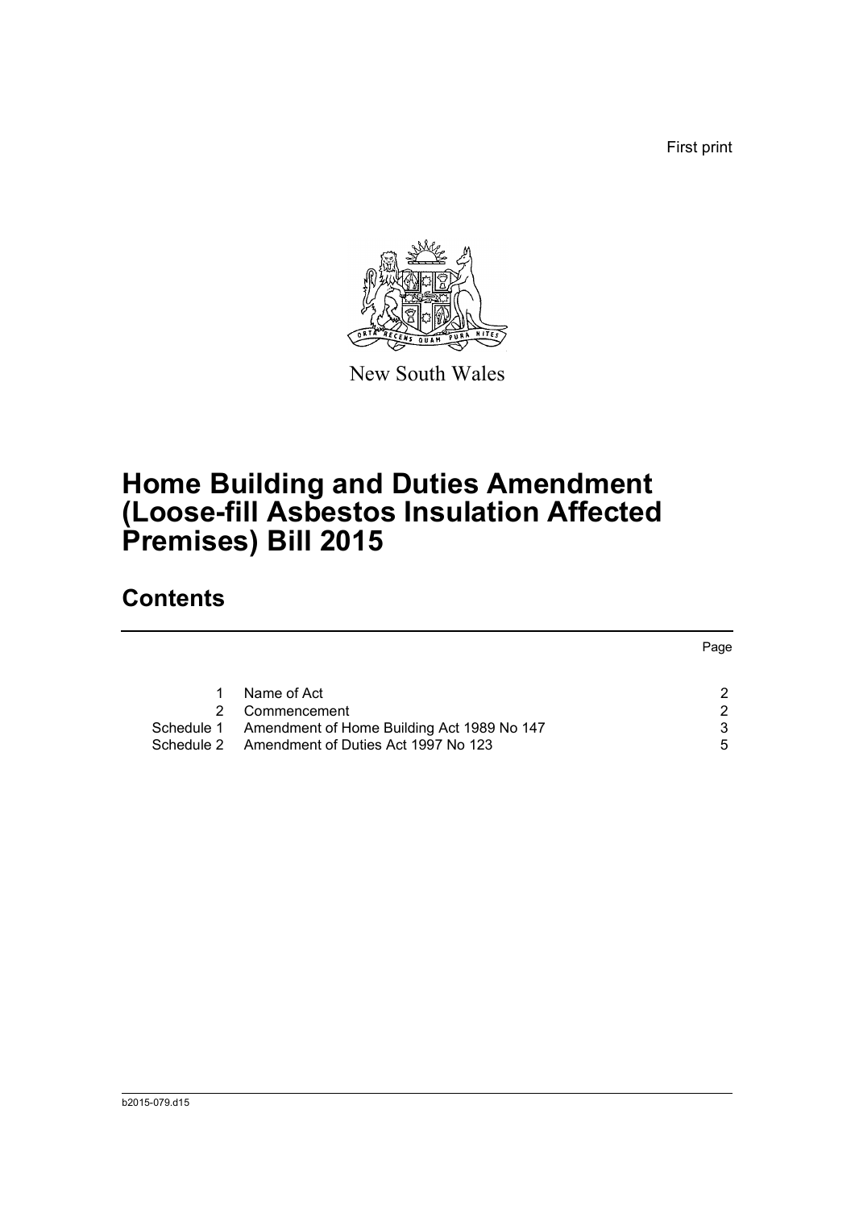First print

New South Wales

# Home Building and Duties Amendment (Loose-fill Asbestos Insulation Affected Premises) Bill 2015

## Contents

| | | Page |
|---|---|---|
| 1 | Name of Act | 2 |
| 2 | Commencement | 2 |
| Schedule 1 | Amendment of Home Building Act 1989 No 147 | 3 |
| Schedule 2 | Amendment of Duties Act 1997 No 123 | 5 |

b2015-079.d15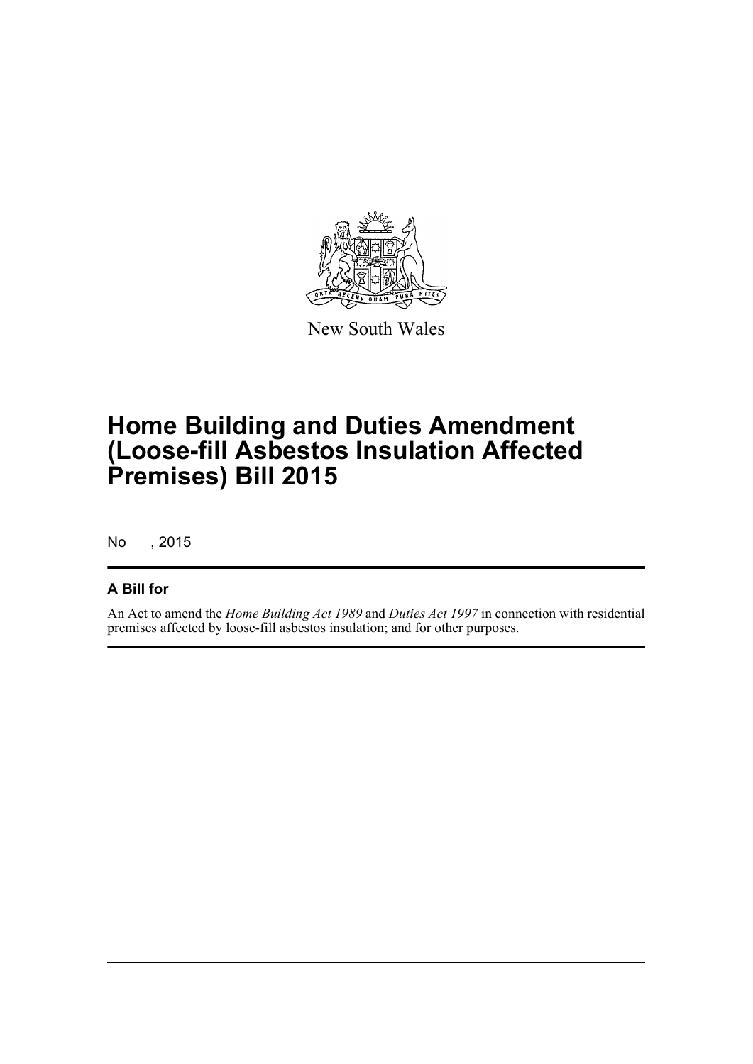New South Wales

# Home Building and Duties Amendment (Loose-fill Asbestos Insulation Affected Premises) Bill 2015

No , 2015

## A Bill for

An Act to amend the *Home Building Act 1989* and *Duties Act 1997* in connection with residential premises affected by loose-fill asbestos insulation; and for other purposes.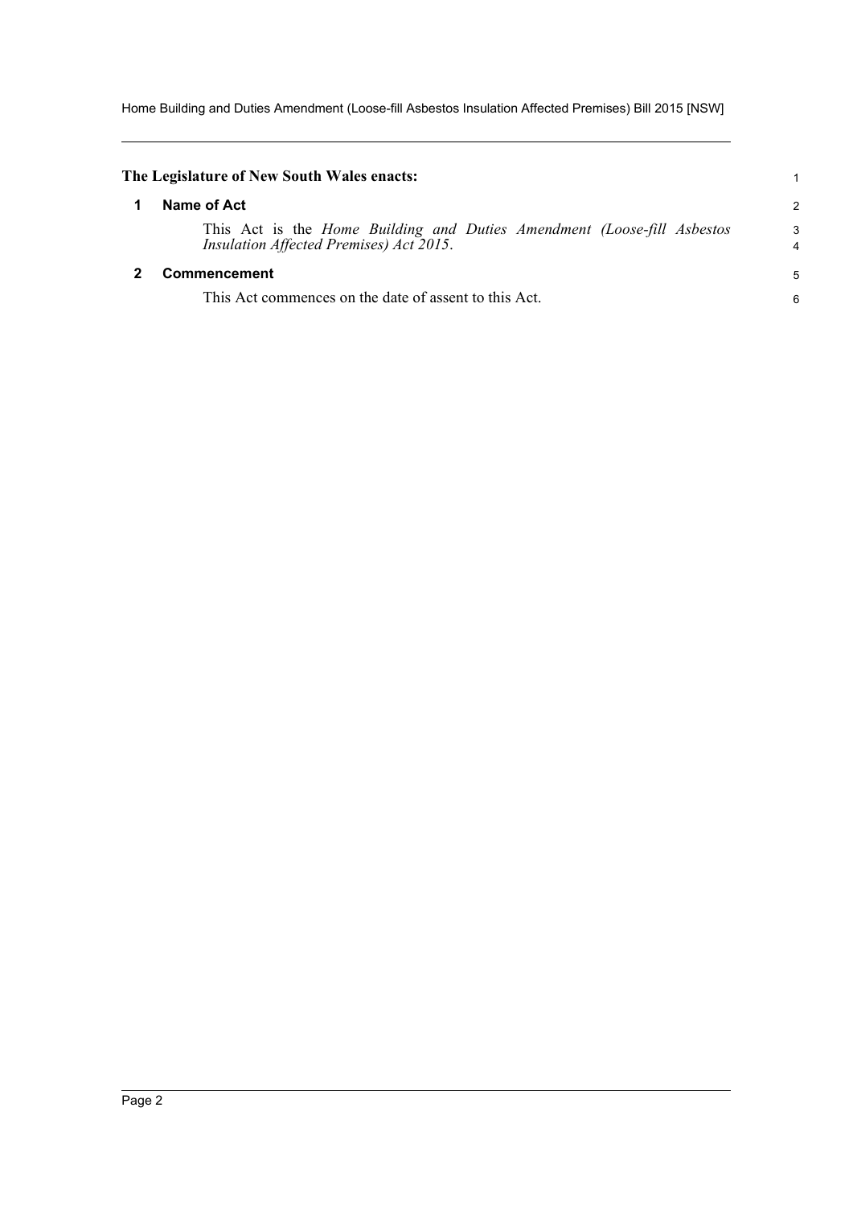**The Legislature of New South Wales enacts:**

## 1 Name of Act

This Act is the *Home Building and Duties Amendment (Loose-fill Asbestos Insulation Affected Premises) Act 2015*.

## 2 Commencement

This Act commences on the date of assent to this Act.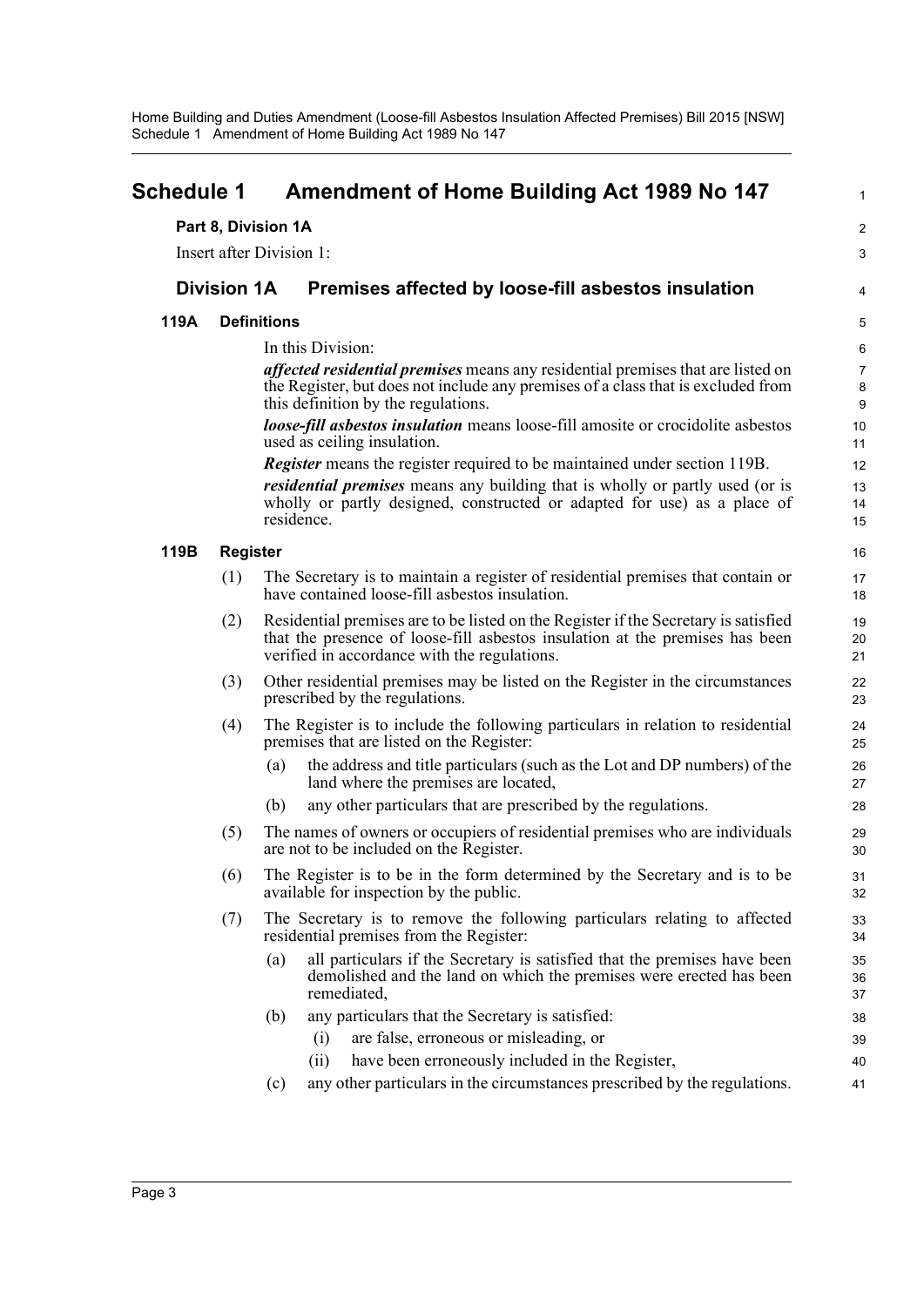# Schedule 1 Amendment of Home Building Act 1989 No 147

**Part 8, Division 1A**

Insert after Division 1:

## Division 1A Premises affected by loose-fill asbestos insulation

### 119A Definitions

In this Division:

***affected residential premises*** means any residential premises that are listed on the Register, but does not include any premises of a class that is excluded from this definition by the regulations.

***loose-fill asbestos insulation*** means loose-fill amosite or crocidolite asbestos used as ceiling insulation.

***Register*** means the register required to be maintained under section 119B.

***residential premises*** means any building that is wholly or partly used (or is wholly or partly designed, constructed or adapted for use) as a place of residence.

### 119B Register

(1) The Secretary is to maintain a register of residential premises that contain or have contained loose-fill asbestos insulation.

(2) Residential premises are to be listed on the Register if the Secretary is satisfied that the presence of loose-fill asbestos insulation at the premises has been verified in accordance with the regulations.

(3) Other residential premises may be listed on the Register in the circumstances prescribed by the regulations.

(4) The Register is to include the following particulars in relation to residential premises that are listed on the Register:

- (a) the address and title particulars (such as the Lot and DP numbers) of the land where the premises are located,
- (b) any other particulars that are prescribed by the regulations.

(5) The names of owners or occupiers of residential premises who are individuals are not to be included on the Register.

(6) The Register is to be in the form determined by the Secretary and is to be available for inspection by the public.

(7) The Secretary is to remove the following particulars relating to affected residential premises from the Register:

- (a) all particulars if the Secretary is satisfied that the premises have been demolished and the land on which the premises were erected has been remediated,
- (b) any particulars that the Secretary is satisfied:
  - (i) are false, erroneous or misleading, or
  - (ii) have been erroneously included in the Register,
- (c) any other particulars in the circumstances prescribed by the regulations.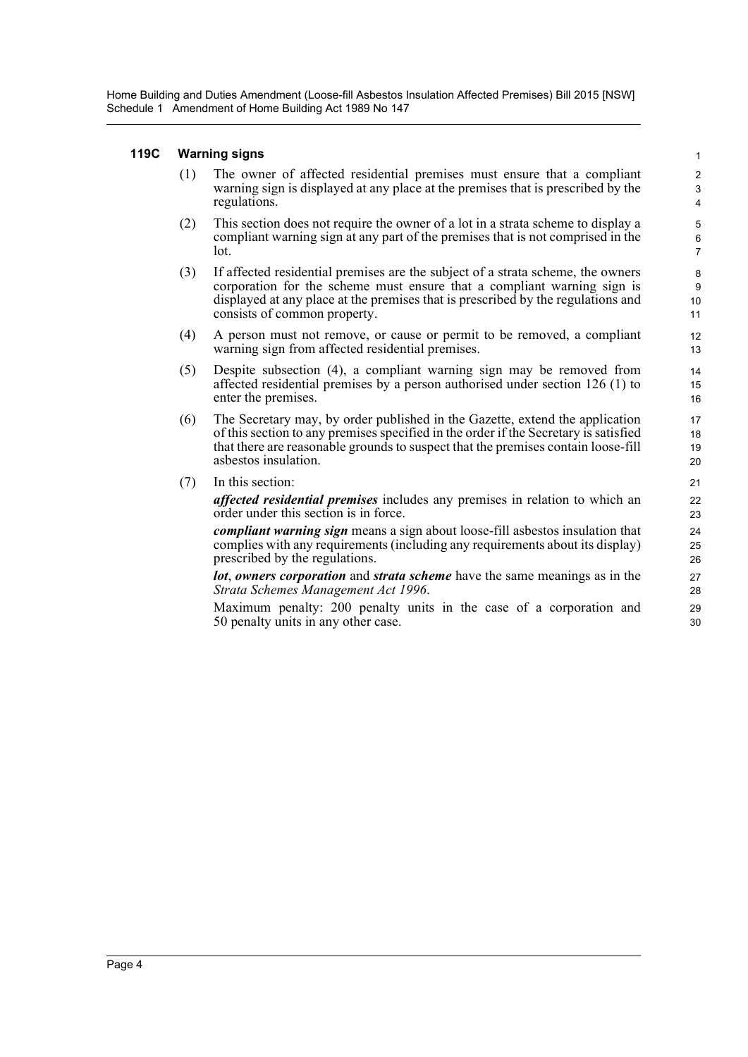#### 119C Warning signs

(1) The owner of affected residential premises must ensure that a compliant warning sign is displayed at any place at the premises that is prescribed by the regulations.

(2) This section does not require the owner of a lot in a strata scheme to display a compliant warning sign at any part of the premises that is not comprised in the lot.

(3) If affected residential premises are the subject of a strata scheme, the owners corporation for the scheme must ensure that a compliant warning sign is displayed at any place at the premises that is prescribed by the regulations and consists of common property.

(4) A person must not remove, or cause or permit to be removed, a compliant warning sign from affected residential premises.

(5) Despite subsection (4), a compliant warning sign may be removed from affected residential premises by a person authorised under section 126 (1) to enter the premises.

(6) The Secretary may, by order published in the Gazette, extend the application of this section to any premises specified in the order if the Secretary is satisfied that there are reasonable grounds to suspect that the premises contain loose-fill asbestos insulation.

(7) In this section:

***affected residential premises*** includes any premises in relation to which an order under this section is in force.

***compliant warning sign*** means a sign about loose-fill asbestos insulation that complies with any requirements (including any requirements about its display) prescribed by the regulations.

***lot***, ***owners corporation*** and ***strata scheme*** have the same meanings as in the *Strata Schemes Management Act 1996*.

Maximum penalty: 200 penalty units in the case of a corporation and 50 penalty units in any other case.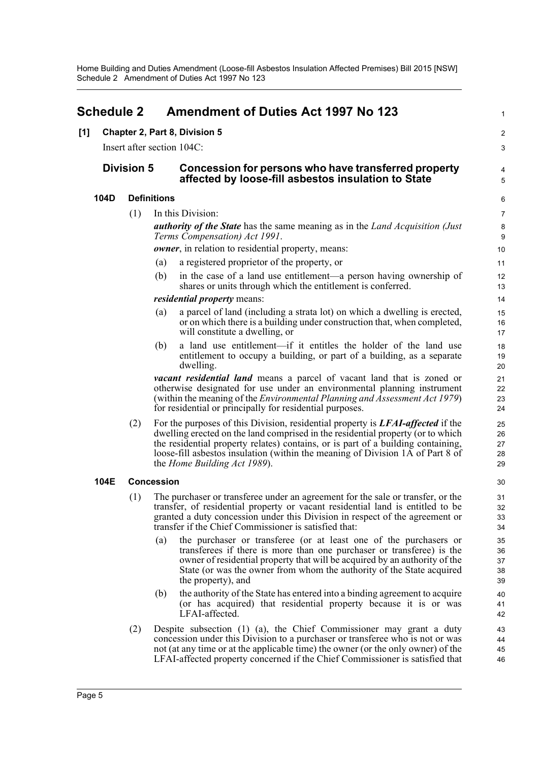## Schedule 2 Amendment of Duties Act 1997 No 123

**[1] Chapter 2, Part 8, Division 5**

Insert after section 104C:

### Division 5 Concession for persons who have transferred property affected by loose-fill asbestos insulation to State

#### 104D Definitions

(1) In this Division:

***authority of the State*** has the same meaning as in the *Land Acquisition (Just Terms Compensation) Act 1991*.

***owner***, in relation to residential property, means:

(a) a registered proprietor of the property, or

(b) in the case of a land use entitlement—a person having ownership of shares or units through which the entitlement is conferred.

***residential property*** means:

(a) a parcel of land (including a strata lot) on which a dwelling is erected, or on which there is a building under construction that, when completed, will constitute a dwelling, or

(b) a land use entitlement—if it entitles the holder of the land use entitlement to occupy a building, or part of a building, as a separate dwelling.

***vacant residential land*** means a parcel of vacant land that is zoned or otherwise designated for use under an environmental planning instrument (within the meaning of the *Environmental Planning and Assessment Act 1979*) for residential or principally for residential purposes.

(2) For the purposes of this Division, residential property is ***LFAI-affected*** if the dwelling erected on the land comprised in the residential property (or to which the residential property relates) contains, or is part of a building containing, loose-fill asbestos insulation (within the meaning of Division 1A of Part 8 of the *Home Building Act 1989*).

#### 104E Concession

(1) The purchaser or transferee under an agreement for the sale or transfer, or the transfer, of residential property or vacant residential land is entitled to be granted a duty concession under this Division in respect of the agreement or transfer if the Chief Commissioner is satisfied that:

(a) the purchaser or transferee (or at least one of the purchasers or transferees if there is more than one purchaser or transferee) is the owner of residential property that will be acquired by an authority of the State (or was the owner from whom the authority of the State acquired the property), and

(b) the authority of the State has entered into a binding agreement to acquire (or has acquired) that residential property because it is or was LFAI-affected.

(2) Despite subsection (1) (a), the Chief Commissioner may grant a duty concession under this Division to a purchaser or transferee who is not or was not (at any time or at the applicable time) the owner (or the only owner) of the LFAI-affected property concerned if the Chief Commissioner is satisfied that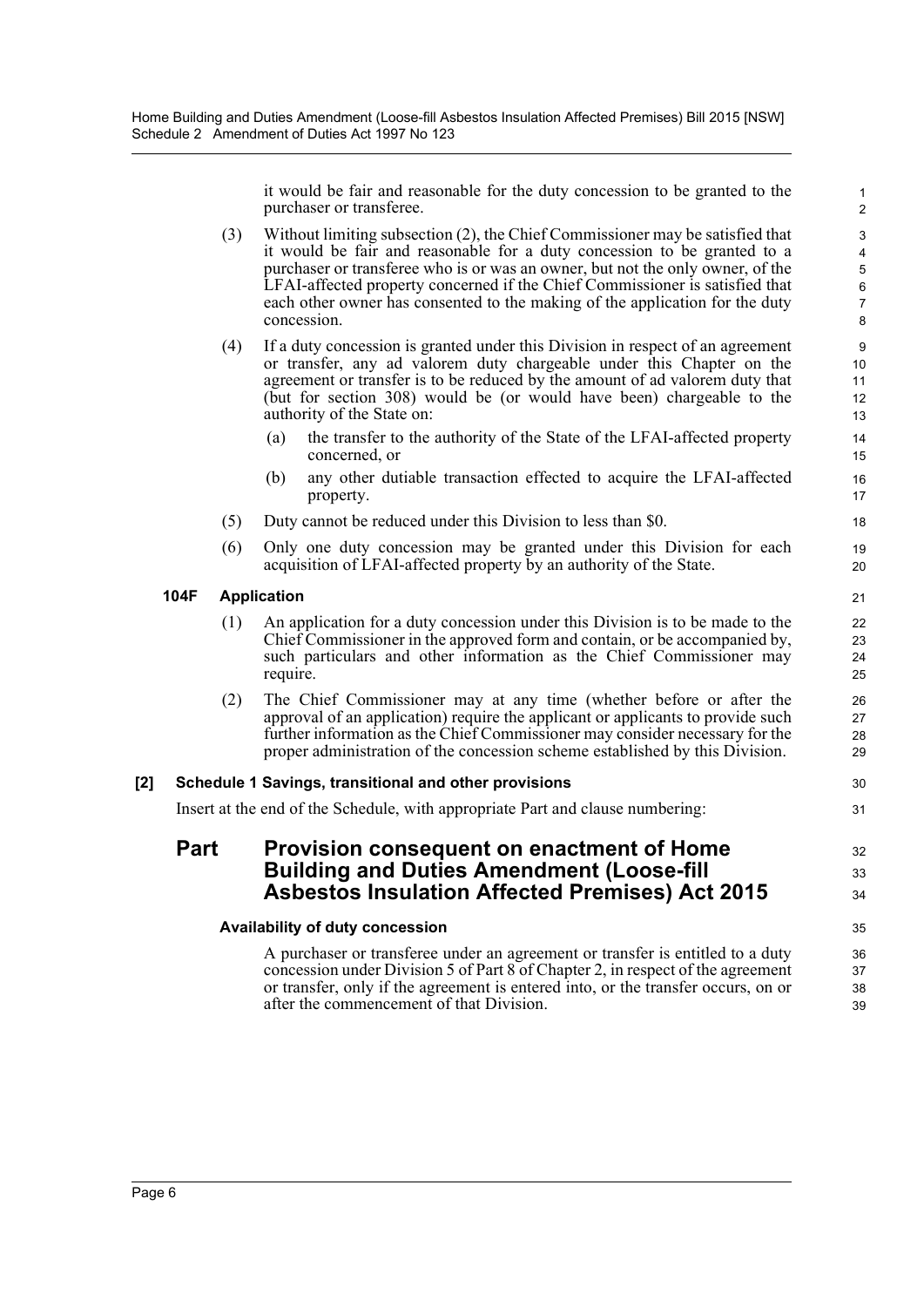it would be fair and reasonable for the duty concession to be granted to the purchaser or transferee.

(3) Without limiting subsection (2), the Chief Commissioner may be satisfied that it would be fair and reasonable for a duty concession to be granted to a purchaser or transferee who is or was an owner, but not the only owner, of the LFAI-affected property concerned if the Chief Commissioner is satisfied that each other owner has consented to the making of the application for the duty concession.

(4) If a duty concession is granted under this Division in respect of an agreement or transfer, any ad valorem duty chargeable under this Chapter on the agreement or transfer is to be reduced by the amount of ad valorem duty that (but for section 308) would be (or would have been) chargeable to the authority of the State on:

(a) the transfer to the authority of the State of the LFAI-affected property concerned, or

(b) any other dutiable transaction effected to acquire the LFAI-affected property.

(5) Duty cannot be reduced under this Division to less than $0.

(6) Only one duty concession may be granted under this Division for each acquisition of LFAI-affected property by an authority of the State.

**104F Application**

(1) An application for a duty concession under this Division is to be made to the Chief Commissioner in the approved form and contain, or be accompanied by, such particulars and other information as the Chief Commissioner may require.

(2) The Chief Commissioner may at any time (whether before or after the approval of an application) require the applicant or applicants to provide such further information as the Chief Commissioner may consider necessary for the proper administration of the concession scheme established by this Division.

**[2] Schedule 1 Savings, transitional and other provisions**

Insert at the end of the Schedule, with appropriate Part and clause numbering:

## Part Provision consequent on enactment of Home Building and Duties Amendment (Loose-fill Asbestos Insulation Affected Premises) Act 2015

**Availability of duty concession**

A purchaser or transferee under an agreement or transfer is entitled to a duty concession under Division 5 of Part 8 of Chapter 2, in respect of the agreement or transfer, only if the agreement is entered into, or the transfer occurs, on or after the commencement of that Division.